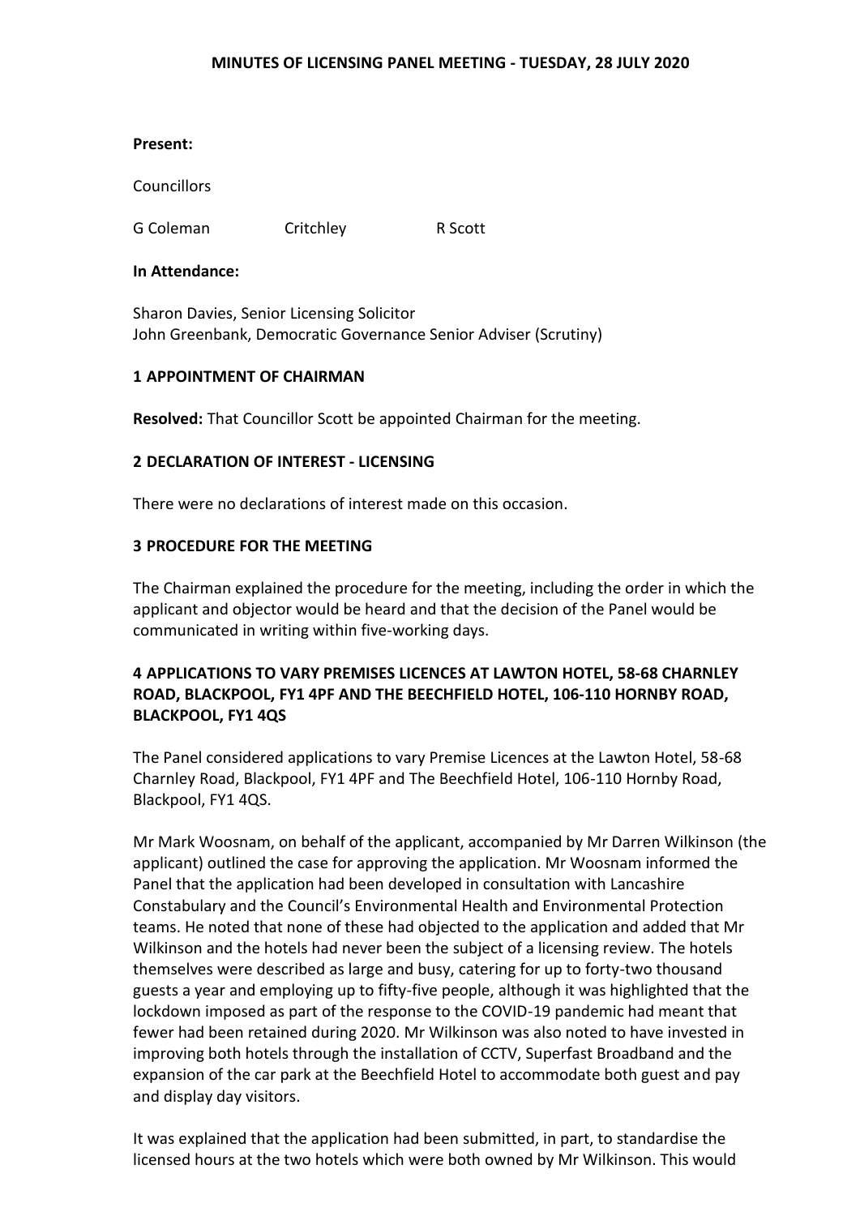# MINUTES OF LICENSING PANEL MEETING - TUESDAY, 28 JULY 2020

**Present:**

Councillors

G Coleman Critchley R Scott

**In Attendance:**

Sharon Davies, Senior Licensing Solicitor
John Greenbank, Democratic Governance Senior Adviser (Scrutiny)

## 1 APPOINTMENT OF CHAIRMAN

**Resolved:** That Councillor Scott be appointed Chairman for the meeting.

## 2 DECLARATION OF INTEREST - LICENSING

There were no declarations of interest made on this occasion.

## 3 PROCEDURE FOR THE MEETING

The Chairman explained the procedure for the meeting, including the order in which the applicant and objector would be heard and that the decision of the Panel would be communicated in writing within five-working days.

## 4 APPLICATIONS TO VARY PREMISES LICENCES AT LAWTON HOTEL, 58-68 CHARNLEY ROAD, BLACKPOOL, FY1 4PF AND THE BEECHFIELD HOTEL, 106-110 HORNBY ROAD, BLACKPOOL, FY1 4QS

The Panel considered applications to vary Premise Licences at the Lawton Hotel, 58-68 Charnley Road, Blackpool, FY1 4PF and The Beechfield Hotel, 106-110 Hornby Road, Blackpool, FY1 4QS.

Mr Mark Woosnam, on behalf of the applicant, accompanied by Mr Darren Wilkinson (the applicant) outlined the case for approving the application. Mr Woosnam informed the Panel that the application had been developed in consultation with Lancashire Constabulary and the Council's Environmental Health and Environmental Protection teams. He noted that none of these had objected to the application and added that Mr Wilkinson and the hotels had never been the subject of a licensing review. The hotels themselves were described as large and busy, catering for up to forty-two thousand guests a year and employing up to fifty-five people, although it was highlighted that the lockdown imposed as part of the response to the COVID-19 pandemic had meant that fewer had been retained during 2020. Mr Wilkinson was also noted to have invested in improving both hotels through the installation of CCTV, Superfast Broadband and the expansion of the car park at the Beechfield Hotel to accommodate both guest and pay and display day visitors.

It was explained that the application had been submitted, in part, to standardise the licensed hours at the two hotels which were both owned by Mr Wilkinson. This would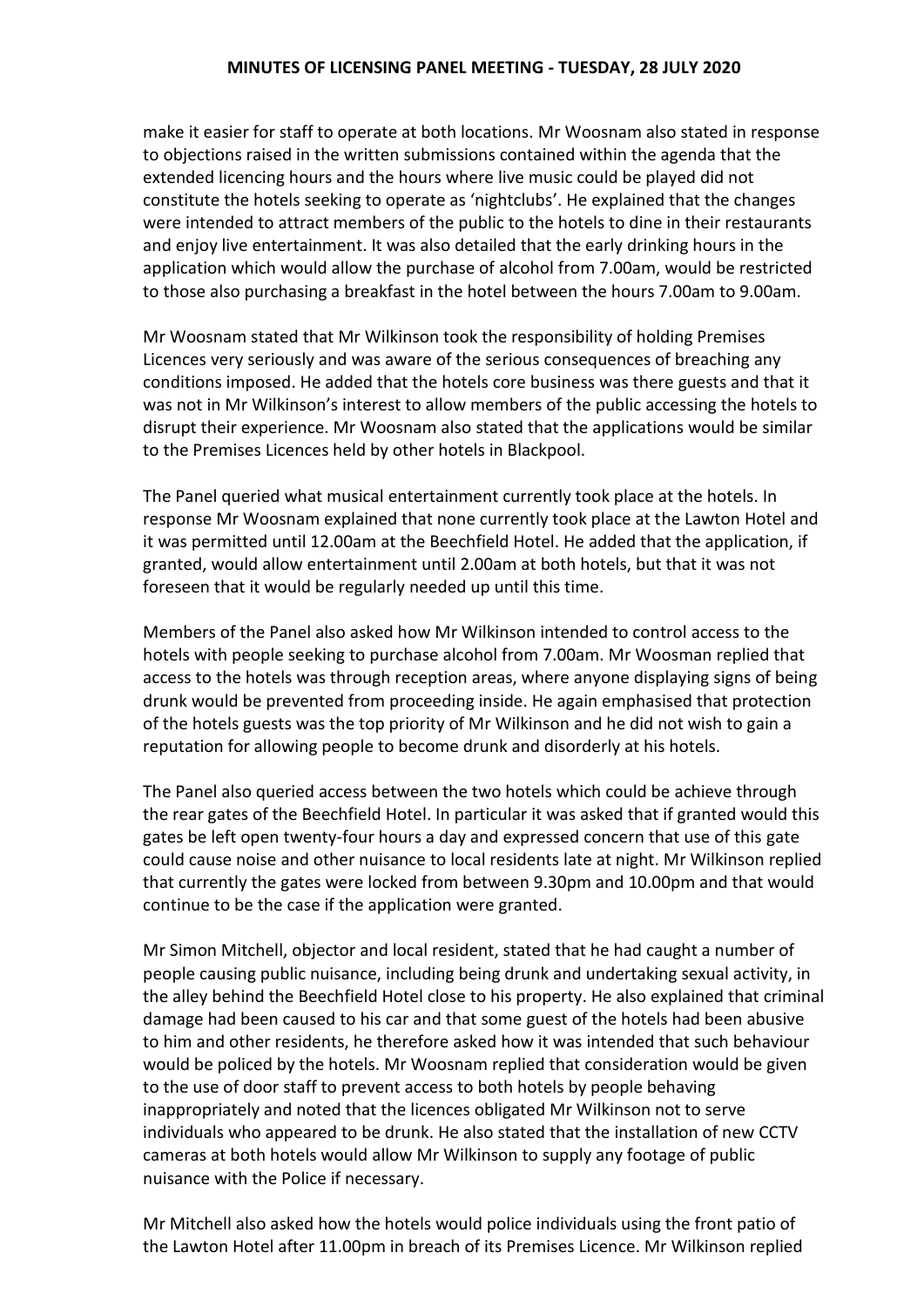make it easier for staff to operate at both locations. Mr Woosnam also stated in response to objections raised in the written submissions contained within the agenda that the extended licencing hours and the hours where live music could be played did not constitute the hotels seeking to operate as 'nightclubs'. He explained that the changes were intended to attract members of the public to the hotels to dine in their restaurants and enjoy live entertainment. It was also detailed that the early drinking hours in the application which would allow the purchase of alcohol from 7.00am, would be restricted to those also purchasing a breakfast in the hotel between the hours 7.00am to 9.00am.

Mr Woosnam stated that Mr Wilkinson took the responsibility of holding Premises Licences very seriously and was aware of the serious consequences of breaching any conditions imposed. He added that the hotels core business was there guests and that it was not in Mr Wilkinson's interest to allow members of the public accessing the hotels to disrupt their experience. Mr Woosnam also stated that the applications would be similar to the Premises Licences held by other hotels in Blackpool.

The Panel queried what musical entertainment currently took place at the hotels. In response Mr Woosnam explained that none currently took place at the Lawton Hotel and it was permitted until 12.00am at the Beechfield Hotel. He added that the application, if granted, would allow entertainment until 2.00am at both hotels, but that it was not foreseen that it would be regularly needed up until this time.

Members of the Panel also asked how Mr Wilkinson intended to control access to the hotels with people seeking to purchase alcohol from 7.00am. Mr Woosman replied that access to the hotels was through reception areas, where anyone displaying signs of being drunk would be prevented from proceeding inside. He again emphasised that protection of the hotels guests was the top priority of Mr Wilkinson and he did not wish to gain a reputation for allowing people to become drunk and disorderly at his hotels.

The Panel also queried access between the two hotels which could be achieve through the rear gates of the Beechfield Hotel. In particular it was asked that if granted would this gates be left open twenty-four hours a day and expressed concern that use of this gate could cause noise and other nuisance to local residents late at night. Mr Wilkinson replied that currently the gates were locked from between 9.30pm and 10.00pm and that would continue to be the case if the application were granted.

Mr Simon Mitchell, objector and local resident, stated that he had caught a number of people causing public nuisance, including being drunk and undertaking sexual activity, in the alley behind the Beechfield Hotel close to his property. He also explained that criminal damage had been caused to his car and that some guest of the hotels had been abusive to him and other residents, he therefore asked how it was intended that such behaviour would be policed by the hotels. Mr Woosnam replied that consideration would be given to the use of door staff to prevent access to both hotels by people behaving inappropriately and noted that the licences obligated Mr Wilkinson not to serve individuals who appeared to be drunk. He also stated that the installation of new CCTV cameras at both hotels would allow Mr Wilkinson to supply any footage of public nuisance with the Police if necessary.

Mr Mitchell also asked how the hotels would police individuals using the front patio of the Lawton Hotel after 11.00pm in breach of its Premises Licence. Mr Wilkinson replied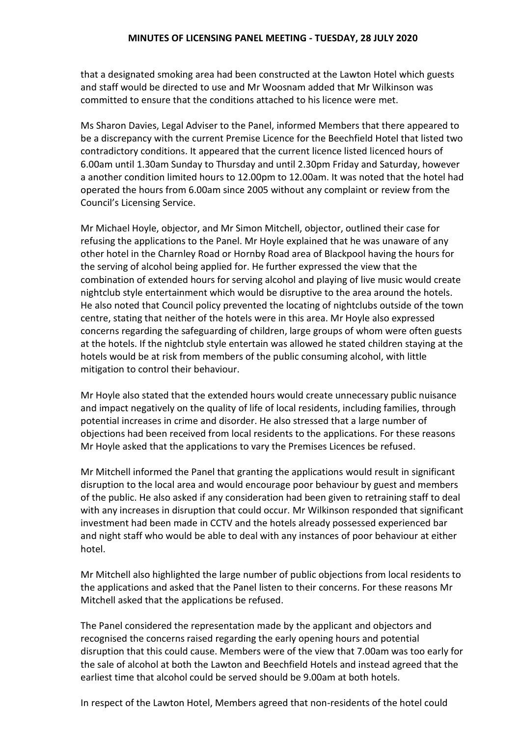that a designated smoking area had been constructed at the Lawton Hotel which guests and staff would be directed to use and Mr Woosnam added that Mr Wilkinson was committed to ensure that the conditions attached to his licence were met.

Ms Sharon Davies, Legal Adviser to the Panel, informed Members that there appeared to be a discrepancy with the current Premise Licence for the Beechfield Hotel that listed two contradictory conditions. It appeared that the current licence listed licenced hours of 6.00am until 1.30am Sunday to Thursday and until 2.30pm Friday and Saturday, however a another condition limited hours to 12.00pm to 12.00am. It was noted that the hotel had operated the hours from 6.00am since 2005 without any complaint or review from the Council's Licensing Service.

Mr Michael Hoyle, objector, and Mr Simon Mitchell, objector, outlined their case for refusing the applications to the Panel. Mr Hoyle explained that he was unaware of any other hotel in the Charnley Road or Hornby Road area of Blackpool having the hours for the serving of alcohol being applied for. He further expressed the view that the combination of extended hours for serving alcohol and playing of live music would create nightclub style entertainment which would be disruptive to the area around the hotels. He also noted that Council policy prevented the locating of nightclubs outside of the town centre, stating that neither of the hotels were in this area. Mr Hoyle also expressed concerns regarding the safeguarding of children, large groups of whom were often guests at the hotels. If the nightclub style entertain was allowed he stated children staying at the hotels would be at risk from members of the public consuming alcohol, with little mitigation to control their behaviour.

Mr Hoyle also stated that the extended hours would create unnecessary public nuisance and impact negatively on the quality of life of local residents, including families, through potential increases in crime and disorder. He also stressed that a large number of objections had been received from local residents to the applications. For these reasons Mr Hoyle asked that the applications to vary the Premises Licences be refused.

Mr Mitchell informed the Panel that granting the applications would result in significant disruption to the local area and would encourage poor behaviour by guest and members of the public. He also asked if any consideration had been given to retraining staff to deal with any increases in disruption that could occur. Mr Wilkinson responded that significant investment had been made in CCTV and the hotels already possessed experienced bar and night staff who would be able to deal with any instances of poor behaviour at either hotel.

Mr Mitchell also highlighted the large number of public objections from local residents to the applications and asked that the Panel listen to their concerns. For these reasons Mr Mitchell asked that the applications be refused.

The Panel considered the representation made by the applicant and objectors and recognised the concerns raised regarding the early opening hours and potential disruption that this could cause. Members were of the view that 7.00am was too early for the sale of alcohol at both the Lawton and Beechfield Hotels and instead agreed that the earliest time that alcohol could be served should be 9.00am at both hotels.

In respect of the Lawton Hotel, Members agreed that non-residents of the hotel could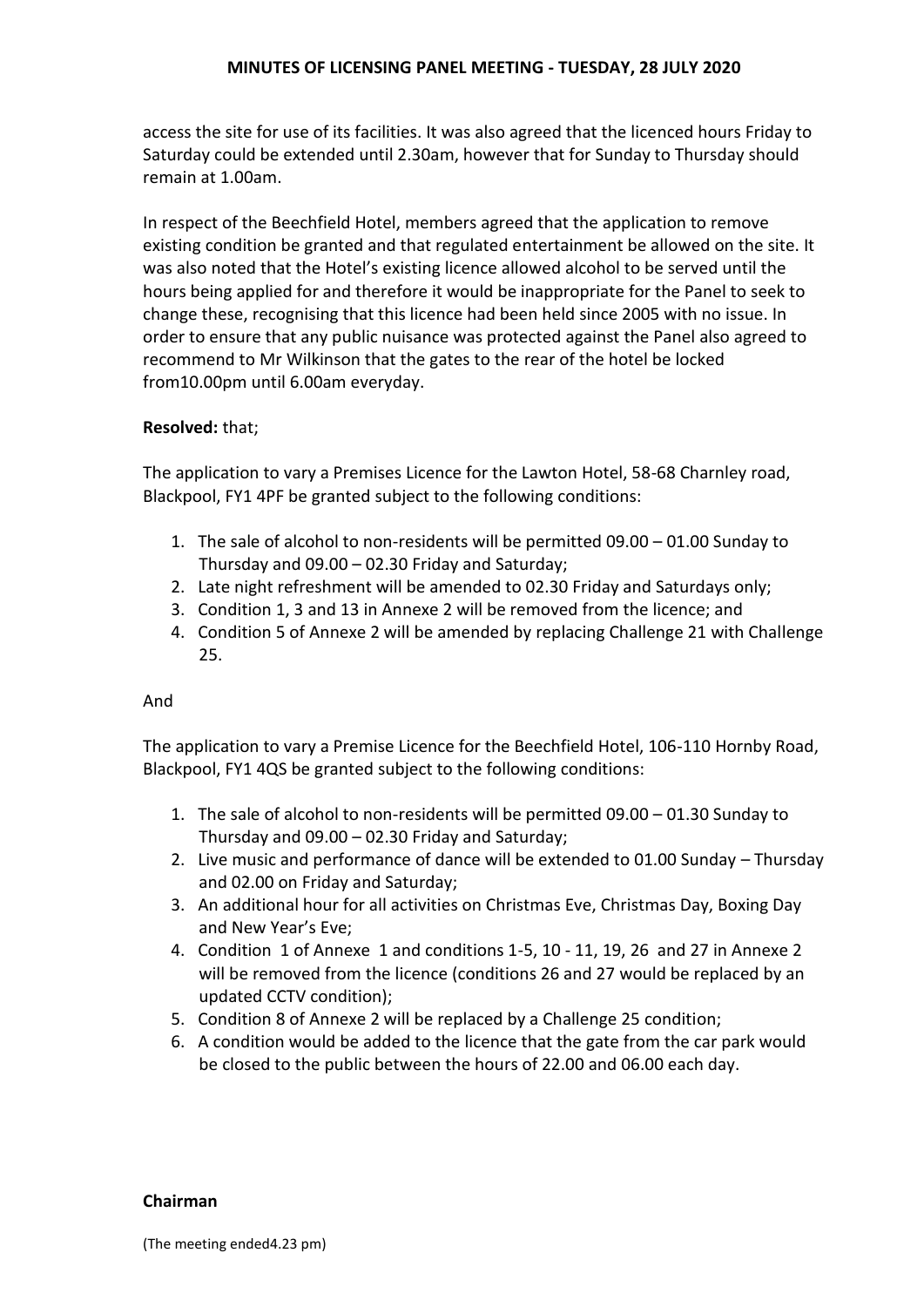access the site for use of its facilities. It was also agreed that the licenced hours Friday to Saturday could be extended until 2.30am, however that for Sunday to Thursday should remain at 1.00am.

In respect of the Beechfield Hotel, members agreed that the application to remove existing condition be granted and that regulated entertainment be allowed on the site. It was also noted that the Hotel's existing licence allowed alcohol to be served until the hours being applied for and therefore it would be inappropriate for the Panel to seek to change these, recognising that this licence had been held since 2005 with no issue. In order to ensure that any public nuisance was protected against the Panel also agreed to recommend to Mr Wilkinson that the gates to the rear of the hotel be locked from10.00pm until 6.00am everyday.

**Resolved:** that;

The application to vary a Premises Licence for the Lawton Hotel, 58-68 Charnley road, Blackpool, FY1 4PF be granted subject to the following conditions:

1. The sale of alcohol to non-residents will be permitted 09.00 – 01.00 Sunday to Thursday and 09.00 – 02.30 Friday and Saturday;
2. Late night refreshment will be amended to 02.30 Friday and Saturdays only;
3. Condition 1, 3 and 13 in Annexe 2 will be removed from the licence; and
4. Condition 5 of Annexe 2 will be amended by replacing Challenge 21 with Challenge 25.

And

The application to vary a Premise Licence for the Beechfield Hotel, 106-110 Hornby Road, Blackpool, FY1 4QS be granted subject to the following conditions:

1. The sale of alcohol to non-residents will be permitted 09.00 – 01.30 Sunday to Thursday and 09.00 – 02.30 Friday and Saturday;
2. Live music and performance of dance will be extended to 01.00 Sunday – Thursday and 02.00 on Friday and Saturday;
3. An additional hour for all activities on Christmas Eve, Christmas Day, Boxing Day and New Year's Eve;
4. Condition 1 of Annexe 1 and conditions 1-5, 10 - 11, 19, 26 and 27 in Annexe 2 will be removed from the licence (conditions 26 and 27 would be replaced by an updated CCTV condition);
5. Condition 8 of Annexe 2 will be replaced by a Challenge 25 condition;
6. A condition would be added to the licence that the gate from the car park would be closed to the public between the hours of 22.00 and 06.00 each day.

**Chairman**

(The meeting ended4.23 pm)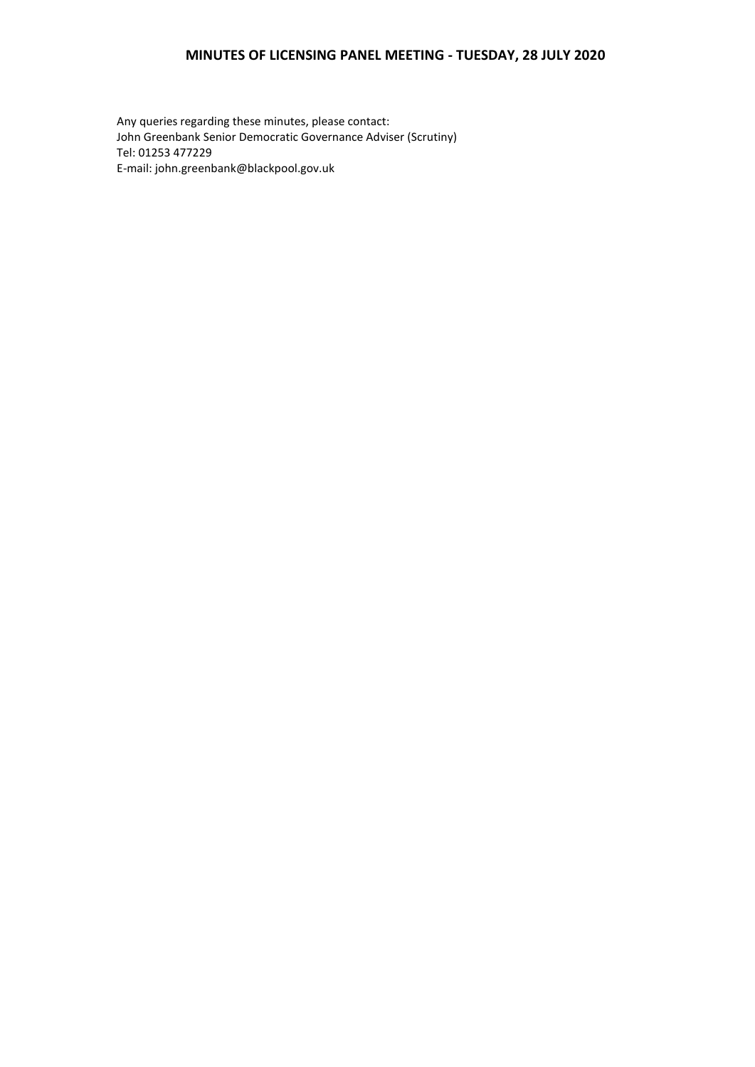Any queries regarding these minutes, please contact:
John Greenbank Senior Democratic Governance Adviser (Scrutiny)
Tel: 01253 477229
E-mail: john.greenbank@blackpool.gov.uk